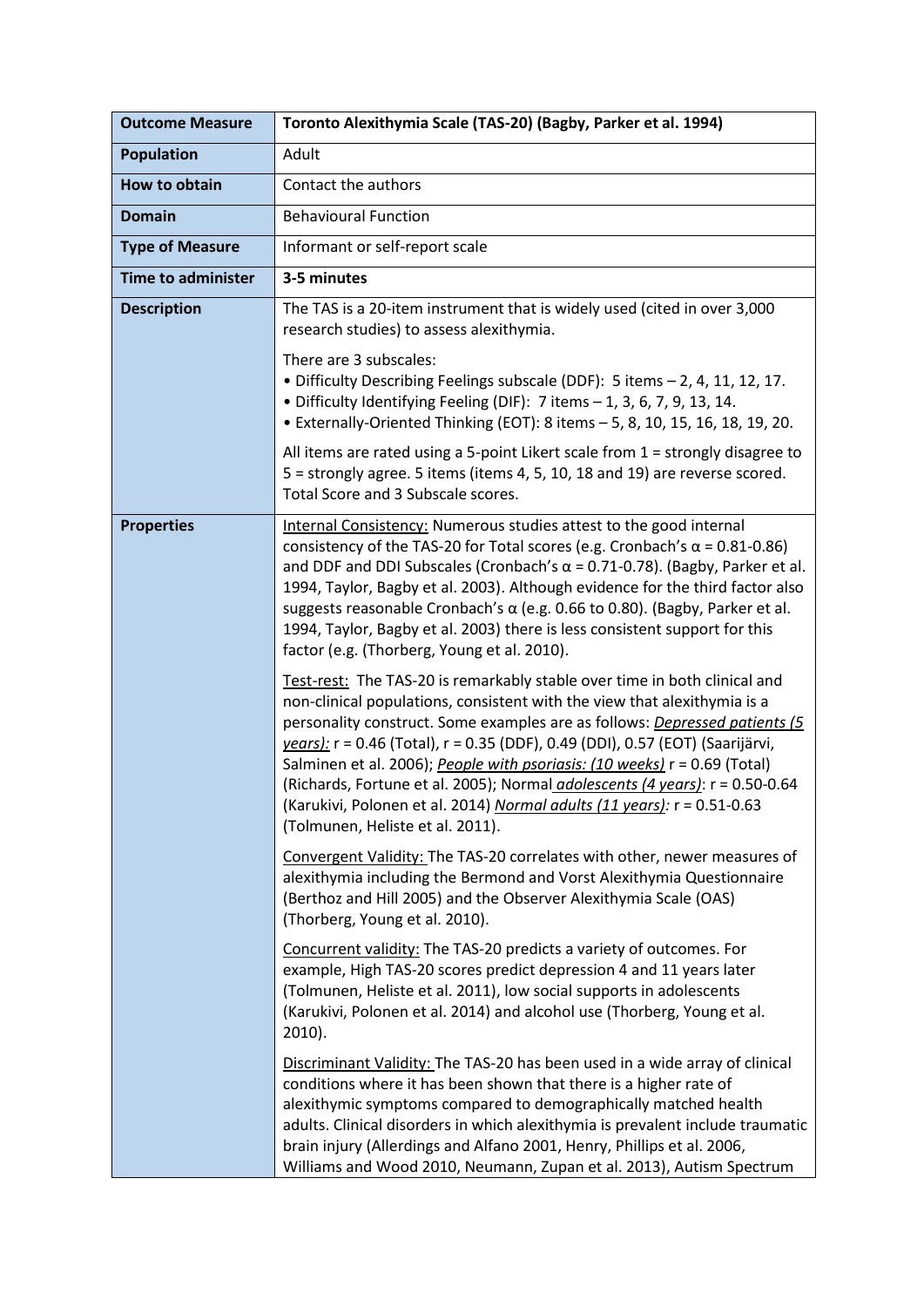| Outcome Measure | Toronto Alexithymia Scale (TAS-20) (Bagby, Parker et al. 1994) |
|---|---|
| Population | Adult |
| How to obtain | Contact the authors |
| Domain | Behavioural Function |
| Type of Measure | Informant or self-report scale |
| Time to administer | **3-5 minutes** |
| Description | The TAS is a 20-item instrument that is widely used (cited in over 3,000 research studies) to assess alexithymia.<br><br>There are 3 subscales:<br>• Difficulty Describing Feelings subscale (DDF): 5 items – 2, 4, 11, 12, 17.<br>• Difficulty Identifying Feeling (DIF): 7 items – 1, 3, 6, 7, 9, 13, 14.<br>• Externally-Oriented Thinking (EOT): 8 items – 5, 8, 10, 15, 16, 18, 19, 20.<br><br>All items are rated using a 5-point Likert scale from 1 = strongly disagree to 5 = strongly agree. 5 items (items 4, 5, 10, 18 and 19) are reverse scored. Total Score and 3 Subscale scores. |
| Properties | Internal Consistency: Numerous studies attest to the good internal consistency of the TAS-20 for Total scores (e.g. Cronbach's $\alpha$ = 0.81-0.86) and DDF and DDI Subscales (Cronbach's $\alpha$ = 0.71-0.78). (Bagby, Parker et al. 1994, Taylor, Bagby et al. 2003). Although evidence for the third factor also suggests reasonable Cronbach's $\alpha$ (e.g. 0.66 to 0.80). (Bagby, Parker et al. 1994, Taylor, Bagby et al. 2003) there is less consistent support for this factor (e.g. (Thorberg, Young et al. 2010).<br><br>Test-rest: The TAS-20 is remarkably stable over time in both clinical and non-clinical populations, consistent with the view that alexithymia is a personality construct. Some examples are as follows: ***Depressed patients (5 years):*** r = 0.46 (Total), r = 0.35 (DDF), 0.49 (DDI), 0.57 (EOT) (Saarijärvi, Salminen et al. 2006); ***People with psoriasis: (10 weeks)*** r = 0.69 (Total) (Richards, Fortune et al. 2005); Normal ***adolescents (4 years)***: r = 0.50-0.64 (Karukivi, Polonen et al. 2014) ***Normal adults (11 years):*** r = 0.51-0.63 (Tolmunen, Heliste et al. 2011).<br><br>Convergent Validity: The TAS-20 correlates with other, newer measures of alexithymia including the Bermond and Vorst Alexithymia Questionnaire (Berthoz and Hill 2005) and the Observer Alexithymia Scale (OAS) (Thorberg, Young et al. 2010).<br><br>Concurrent validity: The TAS-20 predicts a variety of outcomes. For example, High TAS-20 scores predict depression 4 and 11 years later (Tolmunen, Heliste et al. 2011), low social supports in adolescents (Karukivi, Polonen et al. 2014) and alcohol use (Thorberg, Young et al. 2010).<br><br>Discriminant Validity: The TAS-20 has been used in a wide array of clinical conditions where it has been shown that there is a higher rate of alexithymic symptoms compared to demographically matched health adults. Clinical disorders in which alexithymia is prevalent include traumatic brain injury (Allerdings and Alfano 2001, Henry, Phillips et al. 2006, Williams and Wood 2010, Neumann, Zupan et al. 2013), Autism Spectrum |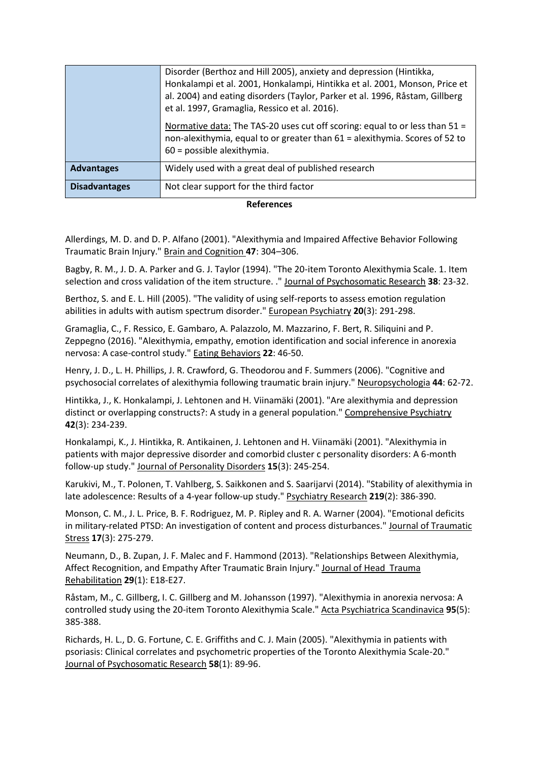| | |
|---|---|
| | Disorder (Berthoz and Hill 2005), anxiety and depression (Hintikka, Honkalampi et al. 2001, Honkalampi, Hintikka et al. 2001, Monson, Price et al. 2004) and eating disorders (Taylor, Parker et al. 1996, Råstam, Gillberg et al. 1997, Gramaglia, Ressico et al. 2016).<br><br><u>Normative data:</u> The TAS-20 uses cut off scoring: equal to or less than 51 = non-alexithymia, equal to or greater than 61 = alexithymia. Scores of 52 to 60 = possible alexithymia. |
| **Advantages** | Widely used with a great deal of published research |
| **Disadvantages** | Not clear support for the third factor |

## References

Allerdings, M. D. and D. P. Alfano (2001). "Alexithymia and Impaired Affective Behavior Following Traumatic Brain Injury." <u>Brain and Cognition</u> **47**: 304–306.

Bagby, R. M., J. D. A. Parker and G. J. Taylor (1994). "The 20-item Toronto Alexithymia Scale. 1. Item selection and cross validation of the item structure. ." <u>Journal of Psychosomatic Research</u> **38**: 23-32.

Berthoz, S. and E. L. Hill (2005). "The validity of using self-reports to assess emotion regulation abilities in adults with autism spectrum disorder." <u>European Psychiatry</u> **20**(3): 291-298.

Gramaglia, C., F. Ressico, E. Gambaro, A. Palazzolo, M. Mazzarino, F. Bert, R. Siliquini and P. Zeppegno (2016). "Alexithymia, empathy, emotion identification and social inference in anorexia nervosa: A case-control study." <u>Eating Behaviors</u> **22**: 46-50.

Henry, J. D., L. H. Phillips, J. R. Crawford, G. Theodorou and F. Summers (2006). "Cognitive and psychosocial correlates of alexithymia following traumatic brain injury." <u>Neuropsychologia</u> **44**: 62-72.

Hintikka, J., K. Honkalampi, J. Lehtonen and H. Viinamäki (2001). "Are alexithymia and depression distinct or overlapping constructs?: A study in a general population." <u>Comprehensive Psychiatry</u> **42**(3): 234-239.

Honkalampi, K., J. Hintikka, R. Antikainen, J. Lehtonen and H. Viinamäki (2001). "Alexithymia in patients with major depressive disorder and comorbid cluster c personality disorders: A 6-month follow-up study." <u>Journal of Personality Disorders</u> **15**(3): 245-254.

Karukivi, M., T. Polonen, T. Vahlberg, S. Saikkonen and S. Saarijarvi (2014). "Stability of alexithymia in late adolescence: Results of a 4-year follow-up study." <u>Psychiatry Research</u> **219**(2): 386-390.

Monson, C. M., J. L. Price, B. F. Rodriguez, M. P. Ripley and R. A. Warner (2004). "Emotional deficits in military-related PTSD: An investigation of content and process disturbances." <u>Journal of Traumatic Stress</u> **17**(3): 275-279.

Neumann, D., B. Zupan, J. F. Malec and F. Hammond (2013). "Relationships Between Alexithymia, Affect Recognition, and Empathy After Traumatic Brain Injury." <u>Journal of Head Trauma Rehabilitation</u> **29**(1): E18-E27.

Råstam, M., C. Gillberg, I. C. Gillberg and M. Johansson (1997). "Alexithymia in anorexia nervosa: A controlled study using the 20-item Toronto Alexithymia Scale." <u>Acta Psychiatrica Scandinavica</u> **95**(5): 385-388.

Richards, H. L., D. G. Fortune, C. E. Griffiths and C. J. Main (2005). "Alexithymia in patients with psoriasis: Clinical correlates and psychometric properties of the Toronto Alexithymia Scale-20." <u>Journal of Psychosomatic Research</u> **58**(1): 89-96.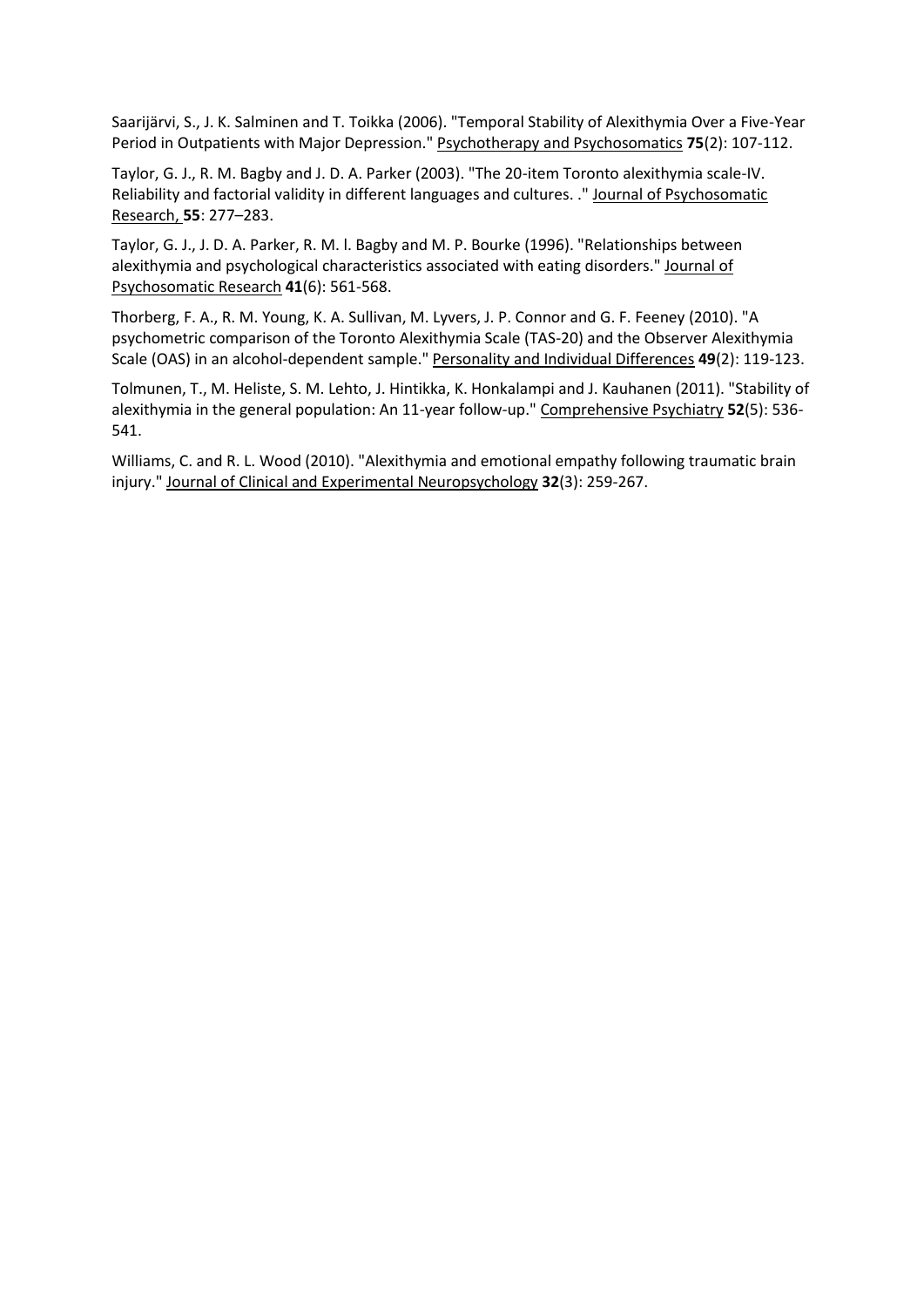Saarijärvi, S., J. K. Salminen and T. Toikka (2006). "Temporal Stability of Alexithymia Over a Five-Year Period in Outpatients with Major Depression." Psychotherapy and Psychosomatics **75**(2): 107-112.

Taylor, G. J., R. M. Bagby and J. D. A. Parker (2003). "The 20-item Toronto alexithymia scale-IV. Reliability and factorial validity in different languages and cultures. ." Journal of Psychosomatic Research, **55**: 277–283.

Taylor, G. J., J. D. A. Parker, R. M. l. Bagby and M. P. Bourke (1996). "Relationships between alexithymia and psychological characteristics associated with eating disorders." Journal of Psychosomatic Research **41**(6): 561-568.

Thorberg, F. A., R. M. Young, K. A. Sullivan, M. Lyvers, J. P. Connor and G. F. Feeney (2010). "A psychometric comparison of the Toronto Alexithymia Scale (TAS-20) and the Observer Alexithymia Scale (OAS) in an alcohol-dependent sample." Personality and Individual Differences **49**(2): 119-123.

Tolmunen, T., M. Heliste, S. M. Lehto, J. Hintikka, K. Honkalampi and J. Kauhanen (2011). "Stability of alexithymia in the general population: An 11-year follow-up." Comprehensive Psychiatry **52**(5): 536-541.

Williams, C. and R. L. Wood (2010). "Alexithymia and emotional empathy following traumatic brain injury." Journal of Clinical and Experimental Neuropsychology **32**(3): 259-267.